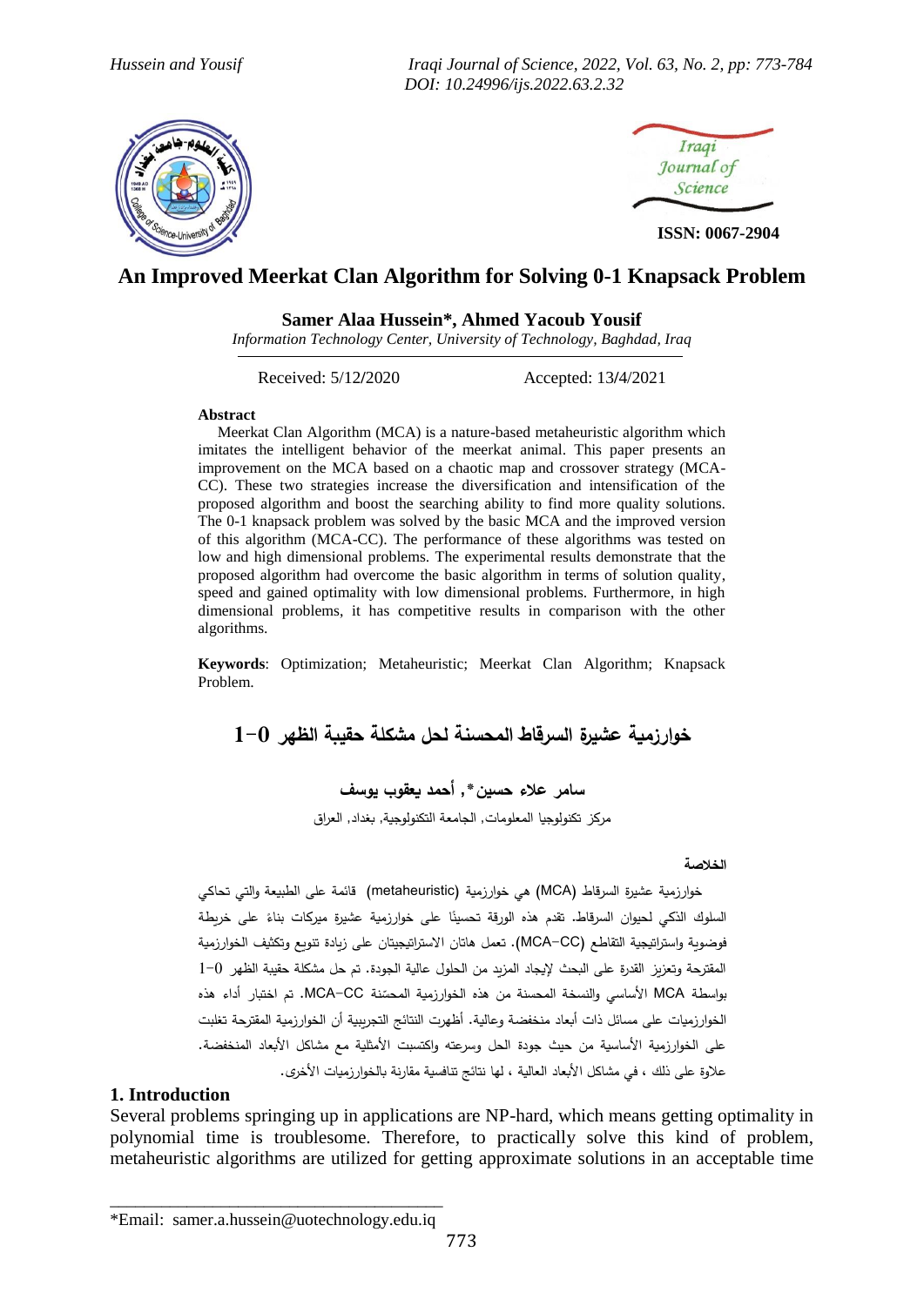ISSN: 0067-2904

# An Improved Meerkat Clan Algorithm for Solving 0-1 Knapsack Problem

**Samer Alaa Hussein*, Ahmed Yacoub Yousif**

*Information Technology Center, University of Technology, Baghdad, Iraq*

Received: 5/12/2020 Accepted: 13/4/2021

**Abstract**

Meerkat Clan Algorithm (MCA) is a nature-based metaheuristic algorithm which imitates the intelligent behavior of the meerkat animal. This paper presents an improvement on the MCA based on a chaotic map and crossover strategy (MCA-CC). These two strategies increase the diversification and intensification of the proposed algorithm and boost the searching ability to find more quality solutions. The 0-1 knapsack problem was solved by the basic MCA and the improved version of this algorithm (MCA-CC). The performance of these algorithms was tested on low and high dimensional problems. The experimental results demonstrate that the proposed algorithm had overcome the basic algorithm in terms of solution quality, speed and gained optimality with low dimensional problems. Furthermore, in high dimensional problems, it has competitive results in comparison with the other algorithms.

**Keywords**: Optimization; Metaheuristic; Meerkat Clan Algorithm; Knapsack Problem.

# خوارزمية عشيرة السرقاط المحسنة لحل مشكلة حقيبة الظهر 0-1

**سامر علاء حسين*, أحمد يعقوب يوسف**

مركز تكنولوجيا المعلومات, الجامعة التكنولوجية, بغداد, العراق

**الخلاصة**

خوارزمية عشيرة السرقاط (MCA) هي خوارزمية (metaheuristic) قائمة على الطبيعة والتي تحاكي السلوك الذكي لحيوان السرقاط. تقدم هذه الورقة تحسينًا على خوارزمية عشيرة ميركات بناءً على خريطة فوضوية واستراتيجية التقاطع (MCA-CC). تعمل هاتان الاستراتيجيتان على زيادة تنويع وتكثيف الخوارزمية المقترحة وتعزيز القدرة على البحث لإيجاد المزيد من الحلول عالية الجودة. تم حل مشكلة حقيبة الظهر 0-1 بواسطة MCA الأساسي والنسخة المحسنة من هذه الخوارزمية المحسّنة MCA-CC. تم اختبار أداء هذه الخوارزميات على مسائل ذات أبعاد منخفضة وعالية. أظهرت النتائج التجريبية أن الخوارزمية المقترحة تغلبت على الخوارزمية الأساسية من حيث جودة الحل وسرعته واكتسبت الأمثلية مع مشاكل الأبعاد المنخفضة. علاوة على ذلك ، في مشاكل الأبعاد العالية ، لها نتائج تنافسية مقارنة بالخوارزميات الأخرى.

## 1. Introduction

Several problems springing up in applications are NP-hard, which means getting optimality in polynomial time is troublesome. Therefore, to practically solve this kind of problem, metaheuristic algorithms are utilized for getting approximate solutions in an acceptable time

*Email: samer.a.hussein@uotechnology.edu.iq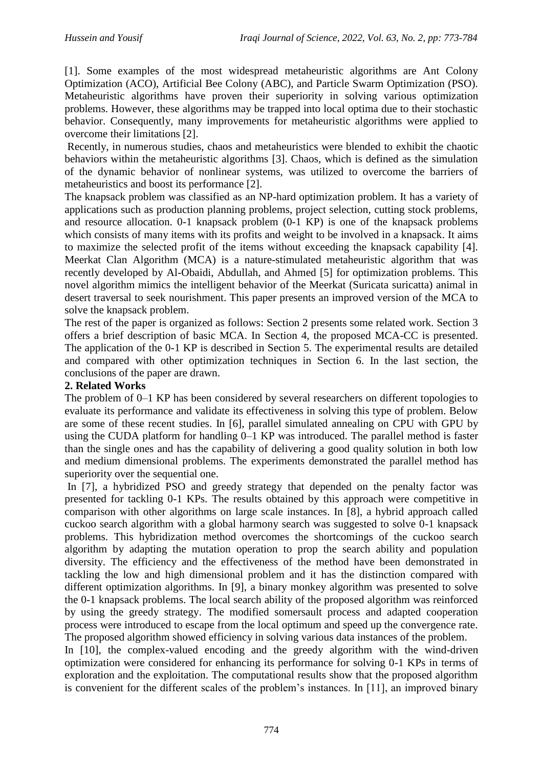[1]. Some examples of the most widespread metaheuristic algorithms are Ant Colony Optimization (ACO), Artificial Bee Colony (ABC), and Particle Swarm Optimization (PSO). Metaheuristic algorithms have proven their superiority in solving various optimization problems. However, these algorithms may be trapped into local optima due to their stochastic behavior. Consequently, many improvements for metaheuristic algorithms were applied to overcome their limitations [2].

Recently, in numerous studies, chaos and metaheuristics were blended to exhibit the chaotic behaviors within the metaheuristic algorithms [3]. Chaos, which is defined as the simulation of the dynamic behavior of nonlinear systems, was utilized to overcome the barriers of metaheuristics and boost its performance [2].

The knapsack problem was classified as an NP-hard optimization problem. It has a variety of applications such as production planning problems, project selection, cutting stock problems, and resource allocation. 0-1 knapsack problem (0-1 KP) is one of the knapsack problems which consists of many items with its profits and weight to be involved in a knapsack. It aims to maximize the selected profit of the items without exceeding the knapsack capability [4]. Meerkat Clan Algorithm (MCA) is a nature-stimulated metaheuristic algorithm that was recently developed by Al-Obaidi, Abdullah, and Ahmed [5] for optimization problems. This novel algorithm mimics the intelligent behavior of the Meerkat (Suricata suricatta) animal in desert traversal to seek nourishment. This paper presents an improved version of the MCA to solve the knapsack problem.

The rest of the paper is organized as follows: Section 2 presents some related work. Section 3 offers a brief description of basic MCA. In Section 4, the proposed MCA-CC is presented. The application of the 0-1 KP is described in Section 5. The experimental results are detailed and compared with other optimization techniques in Section 6. In the last section, the conclusions of the paper are drawn.

## 2. Related Works

The problem of 0–1 KP has been considered by several researchers on different topologies to evaluate its performance and validate its effectiveness in solving this type of problem. Below are some of these recent studies. In [6], parallel simulated annealing on CPU with GPU by using the CUDA platform for handling 0–1 KP was introduced. The parallel method is faster than the single ones and has the capability of delivering a good quality solution in both low and medium dimensional problems. The experiments demonstrated the parallel method has superiority over the sequential one.

In [7], a hybridized PSO and greedy strategy that depended on the penalty factor was presented for tackling 0-1 KPs. The results obtained by this approach were competitive in comparison with other algorithms on large scale instances. In [8], a hybrid approach called cuckoo search algorithm with a global harmony search was suggested to solve 0-1 knapsack problems. This hybridization method overcomes the shortcomings of the cuckoo search algorithm by adapting the mutation operation to prop the search ability and population diversity. The efficiency and the effectiveness of the method have been demonstrated in tackling the low and high dimensional problem and it has the distinction compared with different optimization algorithms. In [9], a binary monkey algorithm was presented to solve the 0-1 knapsack problems. The local search ability of the proposed algorithm was reinforced by using the greedy strategy. The modified somersault process and adapted cooperation process were introduced to escape from the local optimum and speed up the convergence rate. The proposed algorithm showed efficiency in solving various data instances of the problem.

In [10], the complex-valued encoding and the greedy algorithm with the wind-driven optimization were considered for enhancing its performance for solving 0-1 KPs in terms of exploration and the exploitation. The computational results show that the proposed algorithm is convenient for the different scales of the problem's instances. In [11], an improved binary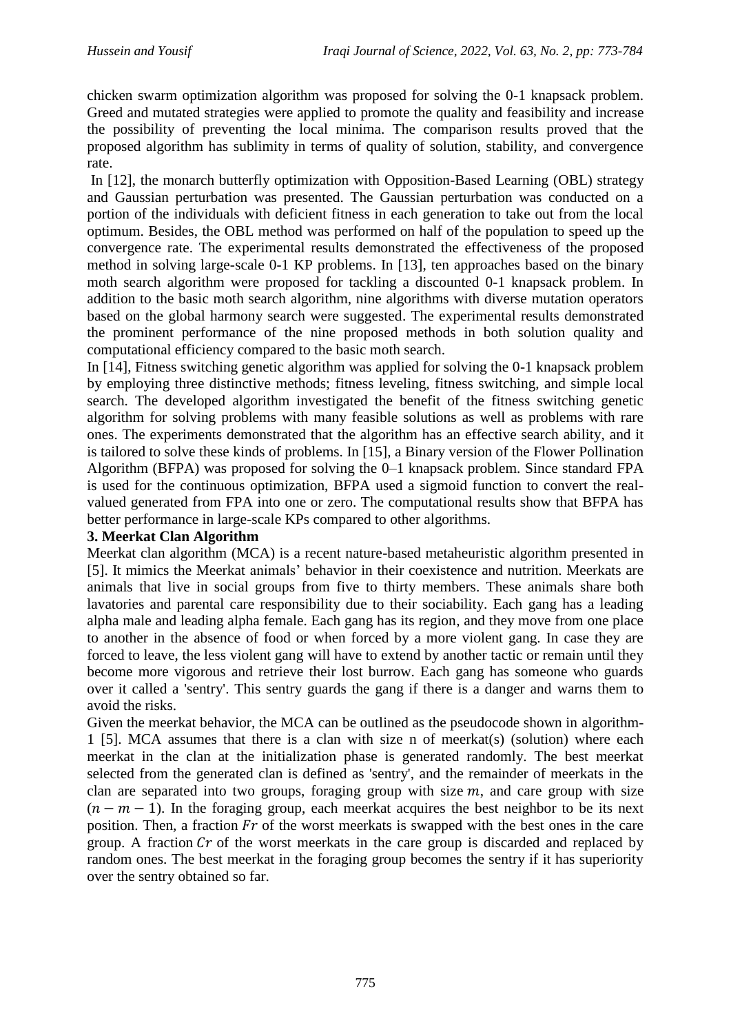chicken swarm optimization algorithm was proposed for solving the 0-1 knapsack problem. Greed and mutated strategies were applied to promote the quality and feasibility and increase the possibility of preventing the local minima. The comparison results proved that the proposed algorithm has sublimity in terms of quality of solution, stability, and convergence rate.

In [12], the monarch butterfly optimization with Opposition-Based Learning (OBL) strategy and Gaussian perturbation was presented. The Gaussian perturbation was conducted on a portion of the individuals with deficient fitness in each generation to take out from the local optimum. Besides, the OBL method was performed on half of the population to speed up the convergence rate. The experimental results demonstrated the effectiveness of the proposed method in solving large-scale 0-1 KP problems. In [13], ten approaches based on the binary moth search algorithm were proposed for tackling a discounted 0-1 knapsack problem. In addition to the basic moth search algorithm, nine algorithms with diverse mutation operators based on the global harmony search were suggested. The experimental results demonstrated the prominent performance of the nine proposed methods in both solution quality and computational efficiency compared to the basic moth search.

In [14], Fitness switching genetic algorithm was applied for solving the 0-1 knapsack problem by employing three distinctive methods; fitness leveling, fitness switching, and simple local search. The developed algorithm investigated the benefit of the fitness switching genetic algorithm for solving problems with many feasible solutions as well as problems with rare ones. The experiments demonstrated that the algorithm has an effective search ability, and it is tailored to solve these kinds of problems. In [15], a Binary version of the Flower Pollination Algorithm (BFPA) was proposed for solving the 0–1 knapsack problem. Since standard FPA is used for the continuous optimization, BFPA used a sigmoid function to convert the real-valued generated from FPA into one or zero. The computational results show that BFPA has better performance in large-scale KPs compared to other algorithms.

## 3. Meerkat Clan Algorithm

Meerkat clan algorithm (MCA) is a recent nature-based metaheuristic algorithm presented in [5]. It mimics the Meerkat animals' behavior in their coexistence and nutrition. Meerkats are animals that live in social groups from five to thirty members. These animals share both lavatories and parental care responsibility due to their sociability. Each gang has a leading alpha male and leading alpha female. Each gang has its region, and they move from one place to another in the absence of food or when forced by a more violent gang. In case they are forced to leave, the less violent gang will have to extend by another tactic or remain until they become more vigorous and retrieve their lost burrow. Each gang has someone who guards over it called a 'sentry'. This sentry guards the gang if there is a danger and warns them to avoid the risks.

Given the meerkat behavior, the MCA can be outlined as the pseudocode shown in algorithm-1 [5]. MCA assumes that there is a clan with size n of meerkat(s) (solution) where each meerkat in the clan at the initialization phase is generated randomly. The best meerkat selected from the generated clan is defined as 'sentry', and the remainder of meerkats in the clan are separated into two groups, foraging group with size $m$, and care group with size $(n - m - 1)$. In the foraging group, each meerkat acquires the best neighbor to be its next position. Then, a fraction $Fr$ of the worst meerkats is swapped with the best ones in the care group. A fraction $Cr$ of the worst meerkats in the care group is discarded and replaced by random ones. The best meerkat in the foraging group becomes the sentry if it has superiority over the sentry obtained so far.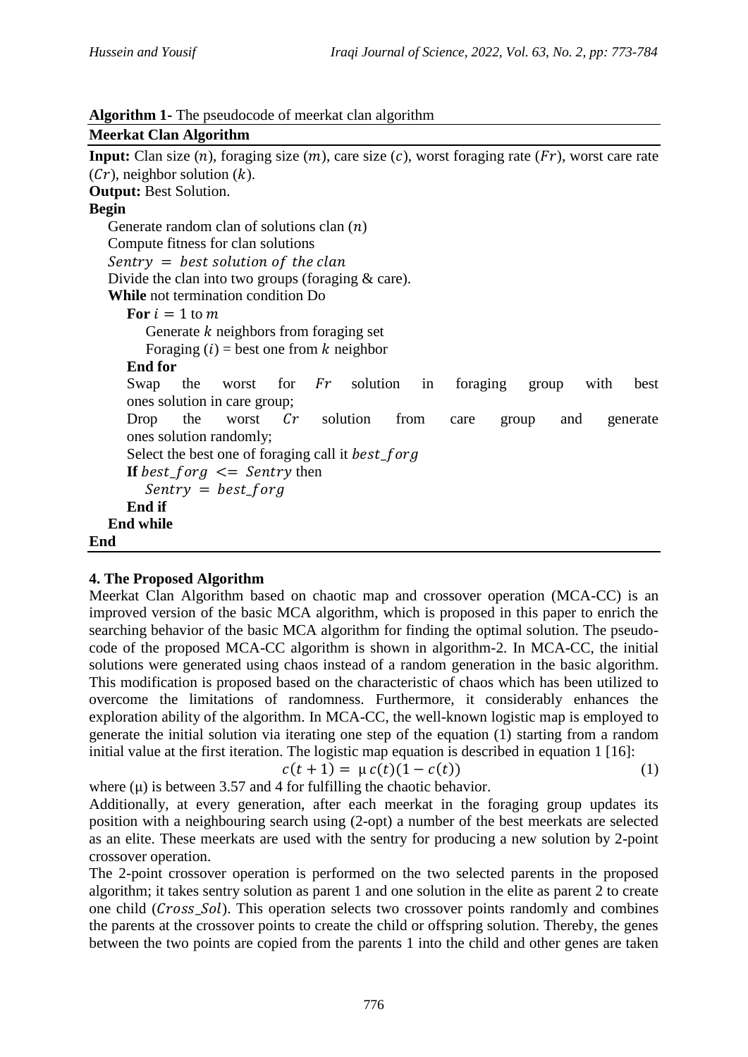**Algorithm 1-** The pseudocode of meerkat clan algorithm

```
Meerkat Clan Algorithm
Input: Clan size (n), foraging size (m), care size (c), worst foraging rate (Fr), worst care rate
(Cr), neighbor solution (k).
Output: Best Solution.
Begin
   Generate random clan of solutions clan (n)
   Compute fitness for clan solutions
   Sentry = best solution of the clan
   Divide the clan into two groups (foraging & care).
   While not termination condition Do
      For i = 1 to m
         Generate k neighbors from foraging set
         Foraging (i) = best one from k neighbor
      End for
      Swap the worst for Fr solution in foraging group with best
      ones solution in care group;
      Drop the worst Cr solution from care group and generate
      ones solution randomly;
      Select the best one of foraging call it best_forg
      If best_forg <= Sentry then
         Sentry = best_forg
      End if
   End while
End
```

## 4. The Proposed Algorithm

Meerkat Clan Algorithm based on chaotic map and crossover operation (MCA-CC) is an improved version of the basic MCA algorithm, which is proposed in this paper to enrich the searching behavior of the basic MCA algorithm for finding the optimal solution. The pseudo-code of the proposed MCA-CC algorithm is shown in algorithm-2. In MCA-CC, the initial solutions were generated using chaos instead of a random generation in the basic algorithm. This modification is proposed based on the characteristic of chaos which has been utilized to overcome the limitations of randomness. Furthermore, it considerably enhances the exploration ability of the algorithm. In MCA-CC, the well-known logistic map is employed to generate the initial solution via iterating one step of the equation (1) starting from a random initial value at the first iteration. The logistic map equation is described in equation 1 [16]:

$$c(t+1) = \mu\, c(t)(1 - c(t)) \tag{1}$$

where ($\mu$) is between 3.57 and 4 for fulfilling the chaotic behavior.

Additionally, at every generation, after each meerkat in the foraging group updates its position with a neighbouring search using (2-opt) a number of the best meerkats are selected as an elite. These meerkats are used with the sentry for producing a new solution by 2-point crossover operation.

The 2-point crossover operation is performed on the two selected parents in the proposed algorithm; it takes sentry solution as parent 1 and one solution in the elite as parent 2 to create one child ($Cross\_Sol$). This operation selects two crossover points randomly and combines the parents at the crossover points to create the child or offspring solution. Thereby, the genes between the two points are copied from the parents 1 into the child and other genes are taken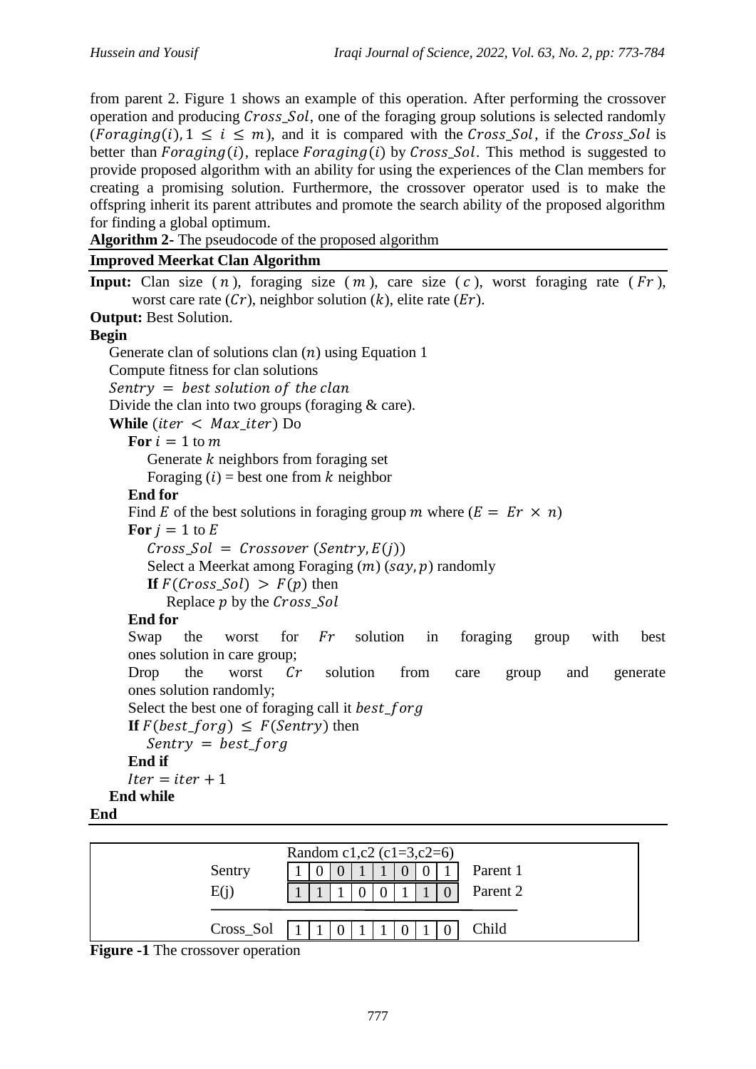from parent 2. Figure 1 shows an example of this operation. After performing the crossover operation and producing $Cross\_Sol$, one of the foraging group solutions is selected randomly ($Foraging(i), 1 \leq i \leq m$), and it is compared with the $Cross\_Sol$, if the $Cross\_Sol$ is better than $Foraging(i)$, replace $Foraging(i)$ by $Cross\_Sol$. This method is suggested to provide proposed algorithm with an ability for using the experiences of the Clan members for creating a promising solution. Furthermore, the crossover operator used is to make the offspring inherit its parent attributes and promote the search ability of the proposed algorithm for finding a global optimum.

**Algorithm 2-** The pseudocode of the proposed algorithm

**Improved Meerkat Clan Algorithm**

**Input:** Clan size ($n$), foraging size ($m$), care size ($c$), worst foraging rate ($Fr$), worst care rate ($Cr$), neighbor solution ($k$), elite rate ($Er$).

**Output:** Best Solution.

**Begin**

  Generate clan of solutions clan ($n$) using Equation 1
  Compute fitness for clan solutions
  $Sentry = best\ solution\ of\ the\ clan$
  Divide the clan into two groups (foraging & care).
  **While** ($iter < Max\_iter$) Do
    **For** $i = 1$ to $m$
      Generate $k$ neighbors from foraging set
      Foraging ($i$) = best one from $k$ neighbor
    **End for**
    Find $E$ of the best solutions in foraging group $m$ where ($E = Er \times n$)
    **For** $j = 1$ to $E$
      $Cross\_Sol = Crossover\ (Sentry, E(j))$
      Select a Meerkat among Foraging ($m$) ($say, p$) randomly
      **If** $F(Cross\_Sol) > F(p)$ then
        Replace $p$ by the $Cross\_Sol$
    **End for**
    Swap the worst for $Fr$ solution in foraging group with best ones solution in care group;
    Drop the worst $Cr$ solution from care group and generate ones solution randomly;
    Select the best one of foraging call it $best\_forg$
    **If** $F(best\_forg) \leq F(Sentry)$ then
      $Sentry = best\_forg$
    **End if**
    $Iter = iter + 1$
  **End while**

**End**

Random c1,c2 (c1=3,c2=6)

| | | | | | | | | | |
|---|---|---|---|---|---|---|---|---|---|
| Sentry | 1 | 0 | 0 | 1 | 1 | 0 | 0 | 1 | Parent 1 |
| E(j) | 1 | 1 | 1 | 0 | 0 | 1 | 1 | 0 | Parent 2 |
| Cross_Sol | 1 | 1 | 0 | 1 | 1 | 0 | 1 | 0 | Child |

**Figure -1** The crossover operation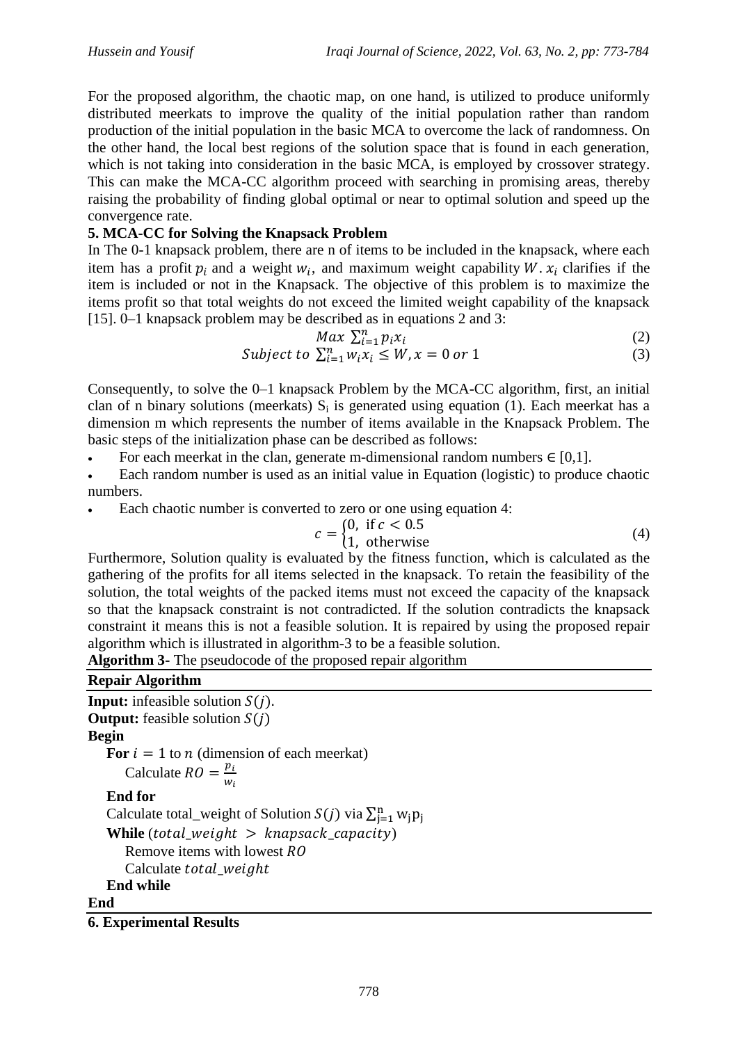For the proposed algorithm, the chaotic map, on one hand, is utilized to produce uniformly distributed meerkats to improve the quality of the initial population rather than random production of the initial population in the basic MCA to overcome the lack of randomness. On the other hand, the local best regions of the solution space that is found in each generation, which is not taking into consideration in the basic MCA, is employed by crossover strategy. This can make the MCA-CC algorithm proceed with searching in promising areas, thereby raising the probability of finding global optimal or near to optimal solution and speed up the convergence rate.

## 5. MCA-CC for Solving the Knapsack Problem

In The 0-1 knapsack problem, there are n of items to be included in the knapsack, where each item has a profit $p_i$ and a weight $w_i$, and maximum weight capability $W$. $x_i$ clarifies if the item is included or not in the Knapsack. The objective of this problem is to maximize the items profit so that total weights do not exceed the limited weight capability of the knapsack [15]. 0–1 knapsack problem may be described as in equations 2 and 3:

$$Max \sum_{i=1}^{n} p_i x_i \tag{2}$$

$$Subject\ to \sum_{i=1}^{n} w_i x_i \leq W, x = 0\ or\ 1 \tag{3}$$

Consequently, to solve the 0–1 knapsack Problem by the MCA-CC algorithm, first, an initial clan of n binary solutions (meerkats) $S_i$ is generated using equation (1). Each meerkat has a dimension m which represents the number of items available in the Knapsack Problem. The basic steps of the initialization phase can be described as follows:

- For each meerkat in the clan, generate m-dimensional random numbers ∈ [0,1].
- Each random number is used as an initial value in Equation (logistic) to produce chaotic numbers.
- Each chaotic number is converted to zero or one using equation 4:

$$c = \begin{cases} 0, & \text{if } c < 0.5 \\ 1, & \text{otherwise} \end{cases} \tag{4}$$

Furthermore, Solution quality is evaluated by the fitness function, which is calculated as the gathering of the profits for all items selected in the knapsack. To retain the feasibility of the solution, the total weights of the packed items must not exceed the capacity of the knapsack so that the knapsack constraint is not contradicted. If the solution contradicts the knapsack constraint it means this is not a feasible solution. It is repaired by using the proposed repair algorithm which is illustrated in algorithm-3 to be a feasible solution.

**Algorithm 3-** The pseudocode of the proposed repair algorithm

**Repair Algorithm**

**Input:** infeasible solution $S(j)$.
**Output:** feasible solution $S(j)$
**Begin**
  **For** $i = 1$ to $n$ (dimension of each meerkat)
    Calculate $RO = \frac{p_i}{w_i}$
  **End for**
  Calculate total_weight of Solution $S(j)$ via $\sum_{j=1}^{n} w_j p_j$
  **While** ($total\_weight > knapsack\_capacity$)
    Remove items with lowest $RO$
    Calculate $total\_weight$
  **End while**
**End**

## 6. Experimental Results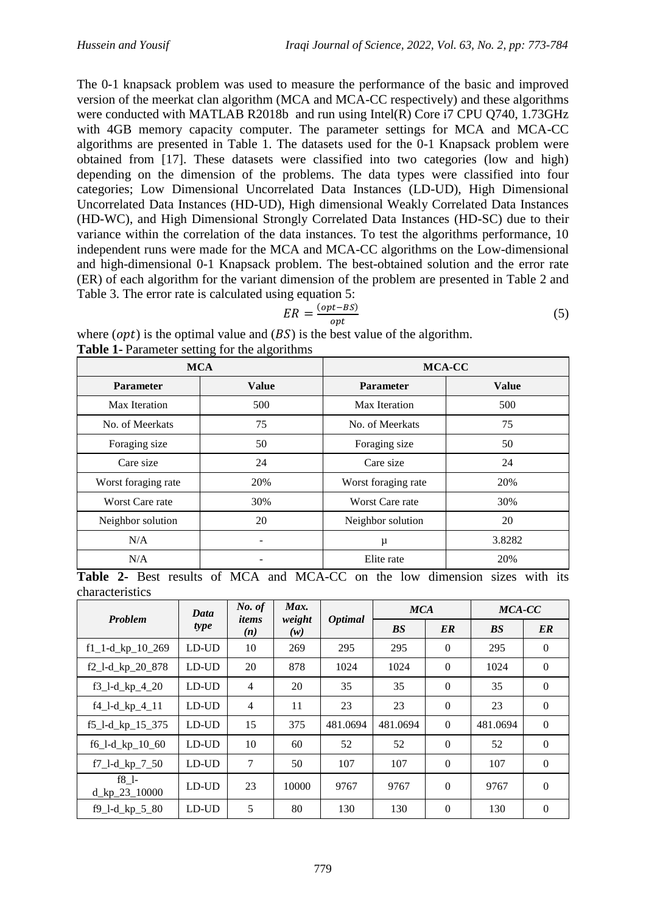The 0-1 knapsack problem was used to measure the performance of the basic and improved version of the meerkat clan algorithm (MCA and MCA-CC respectively) and these algorithms were conducted with MATLAB R2018b and run using Intel(R) Core i7 CPU Q740, 1.73GHz with 4GB memory capacity computer. The parameter settings for MCA and MCA-CC algorithms are presented in Table 1. The datasets used for the 0-1 Knapsack problem were obtained from [17]. These datasets were classified into two categories (low and high) depending on the dimension of the problems. The data types were classified into four categories; Low Dimensional Uncorrelated Data Instances (LD-UD), High Dimensional Uncorrelated Data Instances (HD-UD), High dimensional Weakly Correlated Data Instances (HD-WC), and High Dimensional Strongly Correlated Data Instances (HD-SC) due to their variance within the correlation of the data instances. To test the algorithms performance, 10 independent runs were made for the MCA and MCA-CC algorithms on the Low-dimensional and high-dimensional 0-1 Knapsack problem. The best-obtained solution and the error rate (ER) of each algorithm for the variant dimension of the problem are presented in Table 2 and Table 3. The error rate is calculated using equation 5:

$$ER = \frac{(opt - BS)}{opt} \tag{5}$$

where $(opt)$ is the optimal value and $(BS)$ is the best value of the algorithm.

**Table 1-** Parameter setting for the algorithms

| MCA | | MCA-CC | |
|---|---|---|---|
| **Parameter** | **Value** | **Parameter** | **Value** |
| Max Iteration | 500 | Max Iteration | 500 |
| No. of Meerkats | 75 | No. of Meerkats | 75 |
| Foraging size | 50 | Foraging size | 50 |
| Care size | 24 | Care size | 24 |
| Worst foraging rate | 20% | Worst foraging rate | 20% |
| Worst Care rate | 30% | Worst Care rate | 30% |
| Neighbor solution | 20 | Neighbor solution | 20 |
| N/A | - | μ | 3.8282 |
| N/A | - | Elite rate | 20% |

**Table 2-** Best results of MCA and MCA-CC on the low dimension sizes with its characteristics

| *Problem* | *Data type* | *No. of items (n)* | *Max. weight (w)* | *Optimal* | *MCA* | | *MCA-CC* | |
|---|---|---|---|---|---|---|---|---|
| | | | | | ***BS*** | ***ER*** | ***BS*** | ***ER*** |
| f1_1-d_kp_10_269 | LD-UD | 10 | 269 | 295 | 295 | 0 | 295 | 0 |
| f2_l-d_kp_20_878 | LD-UD | 20 | 878 | 1024 | 1024 | 0 | 1024 | 0 |
| f3_l-d_kp_4_20 | LD-UD | 4 | 20 | 35 | 35 | 0 | 35 | 0 |
| f4_l-d_kp_4_11 | LD-UD | 4 | 11 | 23 | 23 | 0 | 23 | 0 |
| f5_l-d_kp_15_375 | LD-UD | 15 | 375 | 481.0694 | 481.0694 | 0 | 481.0694 | 0 |
| f6_l-d_kp_10_60 | LD-UD | 10 | 60 | 52 | 52 | 0 | 52 | 0 |
| f7_l-d_kp_7_50 | LD-UD | 7 | 50 | 107 | 107 | 0 | 107 | 0 |
| f8_l-d_kp_23_10000 | LD-UD | 23 | 10000 | 9767 | 9767 | 0 | 9767 | 0 |
| f9_l-d_kp_5_80 | LD-UD | 5 | 80 | 130 | 130 | 0 | 130 | 0 |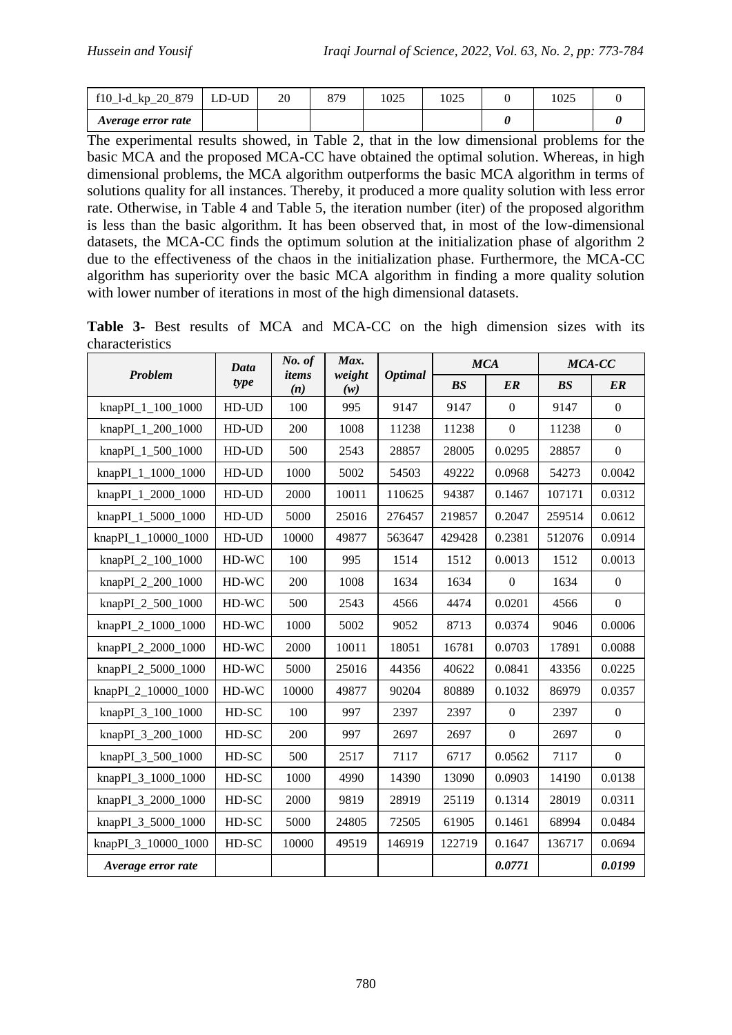| f10_l-d_kp_20_879 | LD-UD | 20 | 879 | 1025 | 1025 | 0 | 1025 | 0 |
|---|---|---|---|---|---|---|---|---|
| ***Average error rate*** | | | | | | ***0*** | | ***0*** |

The experimental results showed, in Table 2, that in the low dimensional problems for the basic MCA and the proposed MCA-CC have obtained the optimal solution. Whereas, in high dimensional problems, the MCA algorithm outperforms the basic MCA algorithm in terms of solutions quality for all instances. Thereby, it produced a more quality solution with less error rate. Otherwise, in Table 4 and Table 5, the iteration number (iter) of the proposed algorithm is less than the basic algorithm. It has been observed that, in most of the low-dimensional datasets, the MCA-CC finds the optimum solution at the initialization phase of algorithm 2 due to the effectiveness of the chaos in the initialization phase. Furthermore, the MCA-CC algorithm has superiority over the basic MCA algorithm in finding a more quality solution with lower number of iterations in most of the high dimensional datasets.

**Table 3-** Best results of MCA and MCA-CC on the high dimension sizes with its characteristics

| *Problem* | *Data type* | *No. of items (n)* | *Max. weight (w)* | *Optimal* | *MCA* | | *MCA-CC* | |
|---|---|---|---|---|---|---|---|---|
| | | | | | ***BS*** | ***ER*** | ***BS*** | ***ER*** |
| knapPI_1_100_1000 | HD-UD | 100 | 995 | 9147 | 9147 | 0 | 9147 | 0 |
| knapPI_1_200_1000 | HD-UD | 200 | 1008 | 11238 | 11238 | 0 | 11238 | 0 |
| knapPI_1_500_1000 | HD-UD | 500 | 2543 | 28857 | 28005 | 0.0295 | 28857 | 0 |
| knapPI_1_1000_1000 | HD-UD | 1000 | 5002 | 54503 | 49222 | 0.0968 | 54273 | 0.0042 |
| knapPI_1_2000_1000 | HD-UD | 2000 | 10011 | 110625 | 94387 | 0.1467 | 107171 | 0.0312 |
| knapPI_1_5000_1000 | HD-UD | 5000 | 25016 | 276457 | 219857 | 0.2047 | 259514 | 0.0612 |
| knapPI_1_10000_1000 | HD-UD | 10000 | 49877 | 563647 | 429428 | 0.2381 | 512076 | 0.0914 |
| knapPI_2_100_1000 | HD-WC | 100 | 995 | 1514 | 1512 | 0.0013 | 1512 | 0.0013 |
| knapPI_2_200_1000 | HD-WC | 200 | 1008 | 1634 | 1634 | 0 | 1634 | 0 |
| knapPI_2_500_1000 | HD-WC | 500 | 2543 | 4566 | 4474 | 0.0201 | 4566 | 0 |
| knapPI_2_1000_1000 | HD-WC | 1000 | 5002 | 9052 | 8713 | 0.0374 | 9046 | 0.0006 |
| knapPI_2_2000_1000 | HD-WC | 2000 | 10011 | 18051 | 16781 | 0.0703 | 17891 | 0.0088 |
| knapPI_2_5000_1000 | HD-WC | 5000 | 25016 | 44356 | 40622 | 0.0841 | 43356 | 0.0225 |
| knapPI_2_10000_1000 | HD-WC | 10000 | 49877 | 90204 | 80889 | 0.1032 | 86979 | 0.0357 |
| knapPI_3_100_1000 | HD-SC | 100 | 997 | 2397 | 2397 | 0 | 2397 | 0 |
| knapPI_3_200_1000 | HD-SC | 200 | 997 | 2697 | 2697 | 0 | 2697 | 0 |
| knapPI_3_500_1000 | HD-SC | 500 | 2517 | 7117 | 6717 | 0.0562 | 7117 | 0 |
| knapPI_3_1000_1000 | HD-SC | 1000 | 4990 | 14390 | 13090 | 0.0903 | 14190 | 0.0138 |
| knapPI_3_2000_1000 | HD-SC | 2000 | 9819 | 28919 | 25119 | 0.1314 | 28019 | 0.0311 |
| knapPI_3_5000_1000 | HD-SC | 5000 | 24805 | 72505 | 61905 | 0.1461 | 68994 | 0.0484 |
| knapPI_3_10000_1000 | HD-SC | 10000 | 49519 | 146919 | 122719 | 0.1647 | 136717 | 0.0694 |
| ***Average error rate*** | | | | | | ***0.0771*** | | ***0.0199*** |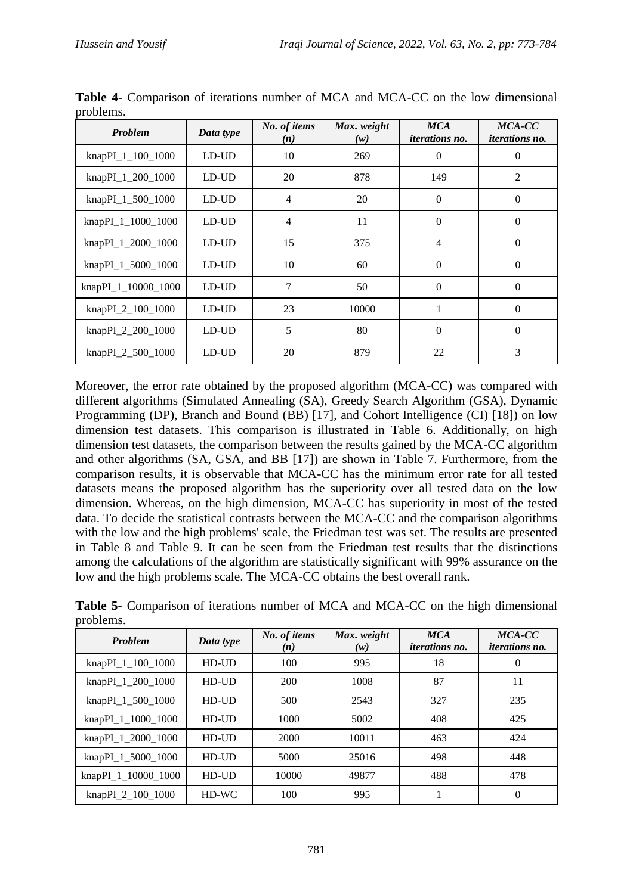**Table 4-** Comparison of iterations number of MCA and MCA-CC on the low dimensional problems.

| *Problem* | *Data type* | *No. of items (n)* | *Max. weight (w)* | *MCA iterations no.* | *MCA-CC iterations no.* |
|---|---|---|---|---|---|
| knapPI_1_100_1000 | LD-UD | 10 | 269 | 0 | 0 |
| knapPI_1_200_1000 | LD-UD | 20 | 878 | 149 | 2 |
| knapPI_1_500_1000 | LD-UD | 4 | 20 | 0 | 0 |
| knapPI_1_1000_1000 | LD-UD | 4 | 11 | 0 | 0 |
| knapPI_1_2000_1000 | LD-UD | 15 | 375 | 4 | 0 |
| knapPI_1_5000_1000 | LD-UD | 10 | 60 | 0 | 0 |
| knapPI_1_10000_1000 | LD-UD | 7 | 50 | 0 | 0 |
| knapPI_2_100_1000 | LD-UD | 23 | 10000 | 1 | 0 |
| knapPI_2_200_1000 | LD-UD | 5 | 80 | 0 | 0 |
| knapPI_2_500_1000 | LD-UD | 20 | 879 | 22 | 3 |

Moreover, the error rate obtained by the proposed algorithm (MCA-CC) was compared with different algorithms (Simulated Annealing (SA), Greedy Search Algorithm (GSA), Dynamic Programming (DP), Branch and Bound (BB) [17], and Cohort Intelligence (CI) [18]) on low dimension test datasets. This comparison is illustrated in Table 6. Additionally, on high dimension test datasets, the comparison between the results gained by the MCA-CC algorithm and other algorithms (SA, GSA, and BB [17]) are shown in Table 7. Furthermore, from the comparison results, it is observable that MCA-CC has the minimum error rate for all tested datasets means the proposed algorithm has the superiority over all tested data on the low dimension. Whereas, on the high dimension, MCA-CC has superiority in most of the tested data. To decide the statistical contrasts between the MCA-CC and the comparison algorithms with the low and the high problems' scale, the Friedman test was set. The results are presented in Table 8 and Table 9. It can be seen from the Friedman test results that the distinctions among the calculations of the algorithm are statistically significant with 99% assurance on the low and the high problems scale. The MCA-CC obtains the best overall rank.

**Table 5-** Comparison of iterations number of MCA and MCA-CC on the high dimensional problems.

| *Problem* | *Data type* | *No. of items (n)* | *Max. weight (w)* | *MCA iterations no.* | *MCA-CC iterations no.* |
|---|---|---|---|---|---|
| knapPI_1_100_1000 | HD-UD | 100 | 995 | 18 | 0 |
| knapPI_1_200_1000 | HD-UD | 200 | 1008 | 87 | 11 |
| knapPI_1_500_1000 | HD-UD | 500 | 2543 | 327 | 235 |
| knapPI_1_1000_1000 | HD-UD | 1000 | 5002 | 408 | 425 |
| knapPI_1_2000_1000 | HD-UD | 2000 | 10011 | 463 | 424 |
| knapPI_1_5000_1000 | HD-UD | 5000 | 25016 | 498 | 448 |
| knapPI_1_10000_1000 | HD-UD | 10000 | 49877 | 488 | 478 |
| knapPI_2_100_1000 | HD-WC | 100 | 995 | 1 | 0 |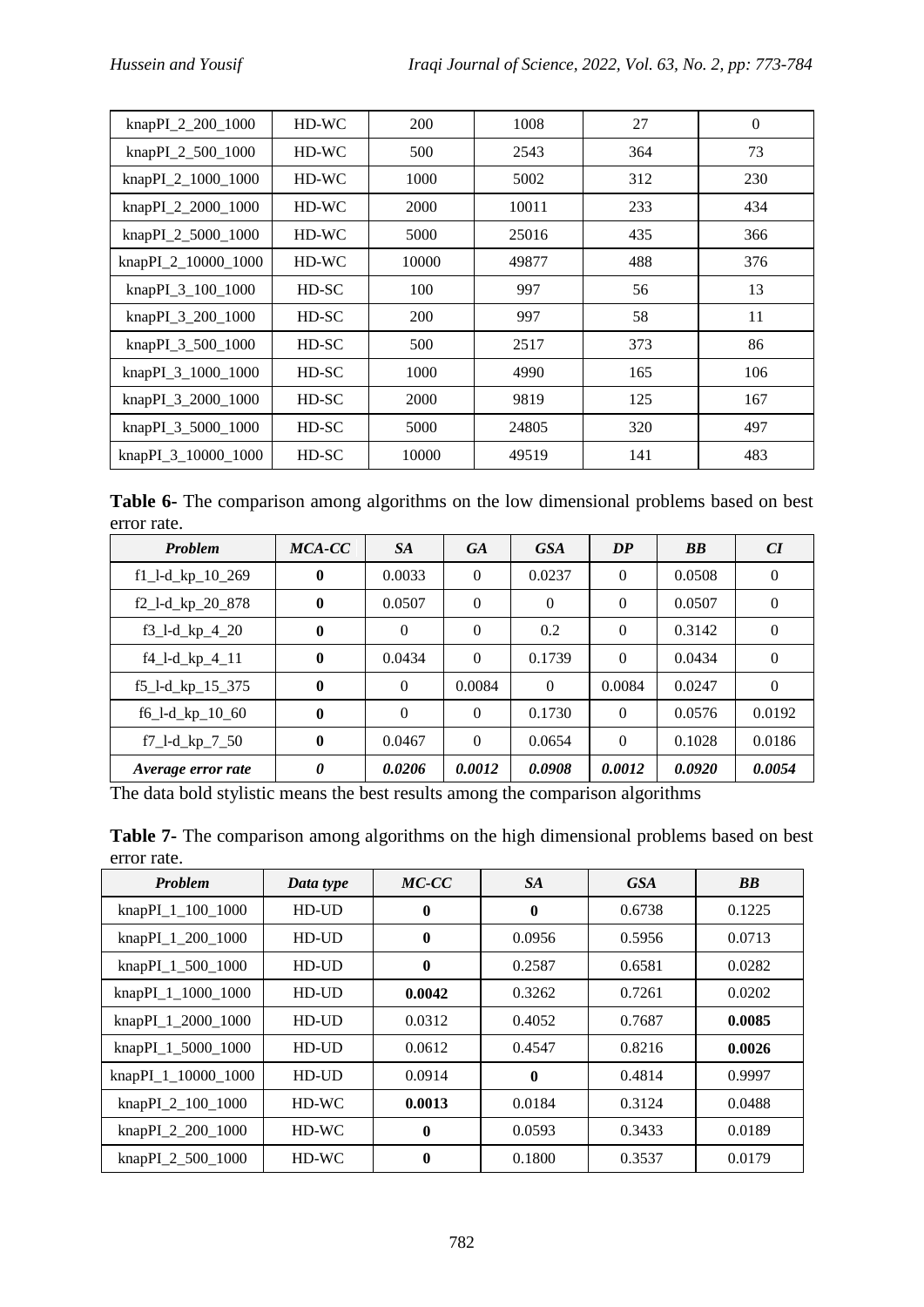| knapPI_2_200_1000 | HD-WC | 200 | 1008 | 27 | 0 |
|---|---|---|---|---|---|
| knapPI_2_500_1000 | HD-WC | 500 | 2543 | 364 | 73 |
| knapPI_2_1000_1000 | HD-WC | 1000 | 5002 | 312 | 230 |
| knapPI_2_2000_1000 | HD-WC | 2000 | 10011 | 233 | 434 |
| knapPI_2_5000_1000 | HD-WC | 5000 | 25016 | 435 | 366 |
| knapPI_2_10000_1000 | HD-WC | 10000 | 49877 | 488 | 376 |
| knapPI_3_100_1000 | HD-SC | 100 | 997 | 56 | 13 |
| knapPI_3_200_1000 | HD-SC | 200 | 997 | 58 | 11 |
| knapPI_3_500_1000 | HD-SC | 500 | 2517 | 373 | 86 |
| knapPI_3_1000_1000 | HD-SC | 1000 | 4990 | 165 | 106 |
| knapPI_3_2000_1000 | HD-SC | 2000 | 9819 | 125 | 167 |
| knapPI_3_5000_1000 | HD-SC | 5000 | 24805 | 320 | 497 |
| knapPI_3_10000_1000 | HD-SC | 10000 | 49519 | 141 | 483 |

**Table 6-** The comparison among algorithms on the low dimensional problems based on best error rate.

| *Problem* | *MCA-CC* | *SA* | *GA* | *GSA* | *DP* | *BB* | *CI* |
|---|---|---|---|---|---|---|---|
| f1_l-d_kp_10_269 | **0** | 0.0033 | 0 | 0.0237 | 0 | 0.0508 | 0 |
| f2_l-d_kp_20_878 | **0** | 0.0507 | 0 | 0 | 0 | 0.0507 | 0 |
| f3_l-d_kp_4_20 | **0** | 0 | 0 | 0.2 | 0 | 0.3142 | 0 |
| f4_l-d_kp_4_11 | **0** | 0.0434 | 0 | 0.1739 | 0 | 0.0434 | 0 |
| f5_l-d_kp_15_375 | **0** | 0 | 0.0084 | 0 | 0.0084 | 0.0247 | 0 |
| f6_l-d_kp_10_60 | **0** | 0 | 0 | 0.1730 | 0 | 0.0576 | 0.0192 |
| f7_l-d_kp_7_50 | **0** | 0.0467 | 0 | 0.0654 | 0 | 0.1028 | 0.0186 |
| ***Average error rate*** | ***0*** | ***0.0206*** | ***0.0012*** | ***0.0908*** | ***0.0012*** | ***0.0920*** | ***0.0054*** |

The data bold stylistic means the best results among the comparison algorithms

**Table 7-** The comparison among algorithms on the high dimensional problems based on best error rate.

| *Problem* | *Data type* | *MC-CC* | *SA* | *GSA* | *BB* |
|---|---|---|---|---|---|
| knapPI_1_100_1000 | HD-UD | **0** | **0** | 0.6738 | 0.1225 |
| knapPI_1_200_1000 | HD-UD | **0** | 0.0956 | 0.5956 | 0.0713 |
| knapPI_1_500_1000 | HD-UD | **0** | 0.2587 | 0.6581 | 0.0282 |
| knapPI_1_1000_1000 | HD-UD | **0.0042** | 0.3262 | 0.7261 | 0.0202 |
| knapPI_1_2000_1000 | HD-UD | 0.0312 | 0.4052 | 0.7687 | **0.0085** |
| knapPI_1_5000_1000 | HD-UD | 0.0612 | 0.4547 | 0.8216 | **0.0026** |
| knapPI_1_10000_1000 | HD-UD | 0.0914 | **0** | 0.4814 | 0.9997 |
| knapPI_2_100_1000 | HD-WC | **0.0013** | 0.0184 | 0.3124 | 0.0488 |
| knapPI_2_200_1000 | HD-WC | **0** | 0.0593 | 0.3433 | 0.0189 |
| knapPI_2_500_1000 | HD-WC | **0** | 0.1800 | 0.3537 | 0.0179 |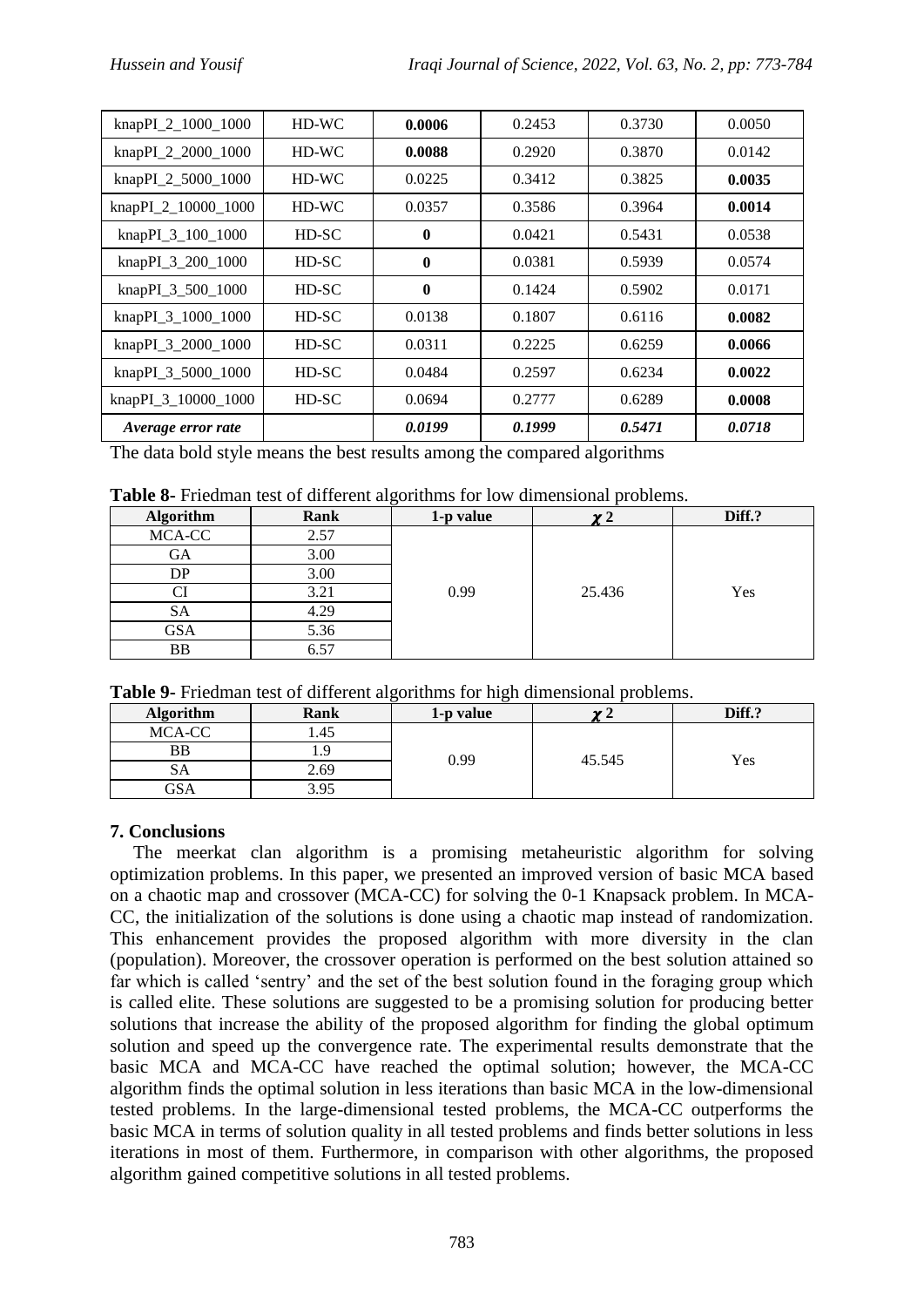| knapPI_2_1000_1000 | HD-WC | **0.0006** | 0.2453 | 0.3730 | 0.0050 |
|---|---|---|---|---|---|
| knapPI_2_2000_1000 | HD-WC | **0.0088** | 0.2920 | 0.3870 | 0.0142 |
| knapPI_2_5000_1000 | HD-WC | 0.0225 | 0.3412 | 0.3825 | **0.0035** |
| knapPI_2_10000_1000 | HD-WC | 0.0357 | 0.3586 | 0.3964 | **0.0014** |
| knapPI_3_100_1000 | HD-SC | **0** | 0.0421 | 0.5431 | 0.0538 |
| knapPI_3_200_1000 | HD-SC | **0** | 0.0381 | 0.5939 | 0.0574 |
| knapPI_3_500_1000 | HD-SC | **0** | 0.1424 | 0.5902 | 0.0171 |
| knapPI_3_1000_1000 | HD-SC | 0.0138 | 0.1807 | 0.6116 | **0.0082** |
| knapPI_3_2000_1000 | HD-SC | 0.0311 | 0.2225 | 0.6259 | **0.0066** |
| knapPI_3_5000_1000 | HD-SC | 0.0484 | 0.2597 | 0.6234 | **0.0022** |
| knapPI_3_10000_1000 | HD-SC | 0.0694 | 0.2777 | 0.6289 | **0.0008** |
| ***Average error rate*** | | ***0.0199*** | ***0.1999*** | ***0.5471*** | ***0.0718*** |

The data bold style means the best results among the compared algorithms

**Table 8-** Friedman test of different algorithms for low dimensional problems.

| Algorithm | Rank | 1-p value | $\chi^2$ | Diff.? |
|---|---|---|---|---|
| MCA-CC | 2.57 | 0.99 | 25.436 | Yes |
| GA | 3.00 | | | |
| DP | 3.00 | | | |
| CI | 3.21 | | | |
| SA | 4.29 | | | |
| GSA | 5.36 | | | |
| BB | 6.57 | | | |

**Table 9-** Friedman test of different algorithms for high dimensional problems.

| Algorithm | Rank | 1-p value | $\chi^2$ | Diff.? |
|---|---|---|---|---|
| MCA-CC | 1.45 | 0.99 | 45.545 | Yes |
| BB | 1.9 | | | |
| SA | 2.69 | | | |
| GSA | 3.95 | | | |

## 7. Conclusions

The meerkat clan algorithm is a promising metaheuristic algorithm for solving optimization problems. In this paper, we presented an improved version of basic MCA based on a chaotic map and crossover (MCA-CC) for solving the 0-1 Knapsack problem. In MCA-CC, the initialization of the solutions is done using a chaotic map instead of randomization. This enhancement provides the proposed algorithm with more diversity in the clan (population). Moreover, the crossover operation is performed on the best solution attained so far which is called 'sentry' and the set of the best solution found in the foraging group which is called elite. These solutions are suggested to be a promising solution for producing better solutions that increase the ability of the proposed algorithm for finding the global optimum solution and speed up the convergence rate. The experimental results demonstrate that the basic MCA and MCA-CC have reached the optimal solution; however, the MCA-CC algorithm finds the optimal solution in less iterations than basic MCA in the low-dimensional tested problems. In the large-dimensional tested problems, the MCA-CC outperforms the basic MCA in terms of solution quality in all tested problems and finds better solutions in less iterations in most of them. Furthermore, in comparison with other algorithms, the proposed algorithm gained competitive solutions in all tested problems.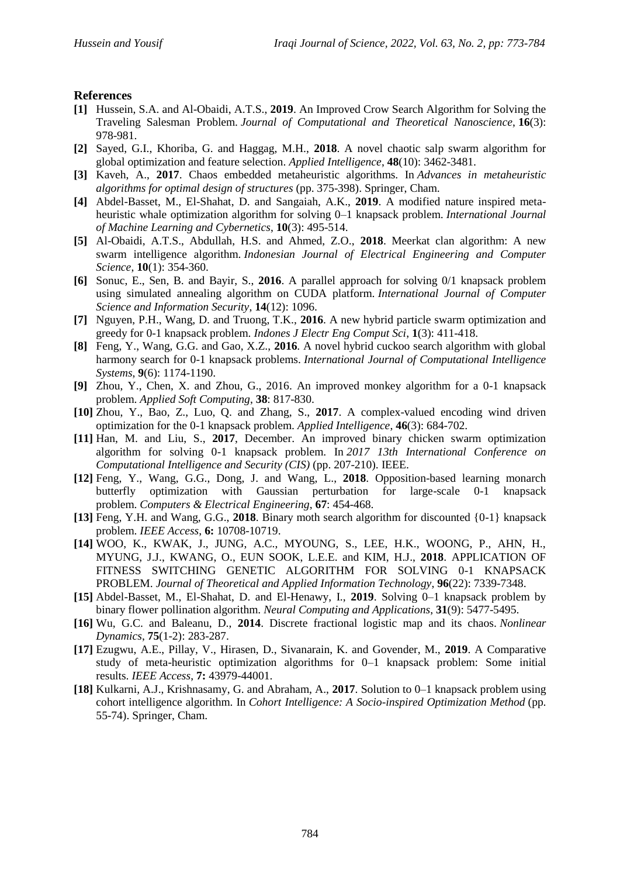## References

**[1]** Hussein, S.A. and Al-Obaidi, A.T.S., **2019**. An Improved Crow Search Algorithm for Solving the Traveling Salesman Problem. *Journal of Computational and Theoretical Nanoscience*, **16**(3): 978-981.

**[2]** Sayed, G.I., Khoriba, G. and Haggag, M.H., **2018**. A novel chaotic salp swarm algorithm for global optimization and feature selection. *Applied Intelligence*, **48**(10): 3462-3481.

**[3]** Kaveh, A., **2017**. Chaos embedded metaheuristic algorithms. In *Advances in metaheuristic algorithms for optimal design of structures* (pp. 375-398). Springer, Cham.

**[4]** Abdel-Basset, M., El-Shahat, D. and Sangaiah, A.K., **2019**. A modified nature inspired meta-heuristic whale optimization algorithm for solving 0–1 knapsack problem. *International Journal of Machine Learning and Cybernetics*, **10**(3): 495-514.

**[5]** Al-Obaidi, A.T.S., Abdullah, H.S. and Ahmed, Z.O., **2018**. Meerkat clan algorithm: A new swarm intelligence algorithm. *Indonesian Journal of Electrical Engineering and Computer Science*, **10**(1): 354-360.

**[6]** Sonuc, E., Sen, B. and Bayir, S., **2016**. A parallel approach for solving 0/1 knapsack problem using simulated annealing algorithm on CUDA platform. *International Journal of Computer Science and Information Security*, **14**(12): 1096.

**[7]** Nguyen, P.H., Wang, D. and Truong, T.K., **2016**. A new hybrid particle swarm optimization and greedy for 0-1 knapsack problem. *Indones J Electr Eng Comput Sci*, **1**(3): 411-418.

**[8]** Feng, Y., Wang, G.G. and Gao, X.Z., **2016**. A novel hybrid cuckoo search algorithm with global harmony search for 0-1 knapsack problems. *International Journal of Computational Intelligence Systems*, **9**(6): 1174-1190.

**[9]** Zhou, Y., Chen, X. and Zhou, G., 2016. An improved monkey algorithm for a 0-1 knapsack problem. *Applied Soft Computing*, **38**: 817-830.

**[10]** Zhou, Y., Bao, Z., Luo, Q. and Zhang, S., **2017**. A complex-valued encoding wind driven optimization for the 0-1 knapsack problem. *Applied Intelligence*, **46**(3): 684-702.

**[11]** Han, M. and Liu, S., **2017**, December. An improved binary chicken swarm optimization algorithm for solving 0-1 knapsack problem. In *2017 13th International Conference on Computational Intelligence and Security (CIS)* (pp. 207-210). IEEE.

**[12]** Feng, Y., Wang, G.G., Dong, J. and Wang, L., **2018**. Opposition-based learning monarch butterfly optimization with Gaussian perturbation for large-scale 0-1 knapsack problem. *Computers & Electrical Engineering*, **67**: 454-468.

**[13]** Feng, Y.H. and Wang, G.G., **2018**. Binary moth search algorithm for discounted {0-1} knapsack problem. *IEEE Access*, **6:** 10708-10719.

**[14]** WOO, K., KWAK, J., JUNG, A.C., MYOUNG, S., LEE, H.K., WOONG, P., AHN, H., MYUNG, J.J., KWANG, O., EUN SOOK, L.E.E. and KIM, H.J., **2018**. APPLICATION OF FITNESS SWITCHING GENETIC ALGORITHM FOR SOLVING 0-1 KNAPSACK PROBLEM. *Journal of Theoretical and Applied Information Technology*, **96**(22): 7339-7348.

**[15]** Abdel-Basset, M., El-Shahat, D. and El-Henawy, I., **2019**. Solving 0–1 knapsack problem by binary flower pollination algorithm. *Neural Computing and Applications*, **31**(9): 5477-5495.

**[16]** Wu, G.C. and Baleanu, D., **2014**. Discrete fractional logistic map and its chaos. *Nonlinear Dynamics*, **75**(1-2): 283-287.

**[17]** Ezugwu, A.E., Pillay, V., Hirasen, D., Sivanarain, K. and Govender, M., **2019**. A Comparative study of meta-heuristic optimization algorithms for 0–1 knapsack problem: Some initial results. *IEEE Access*, **7:** 43979-44001.

**[18]** Kulkarni, A.J., Krishnasamy, G. and Abraham, A., **2017**. Solution to 0–1 knapsack problem using cohort intelligence algorithm. In *Cohort Intelligence: A Socio-inspired Optimization Method* (pp. 55-74). Springer, Cham.